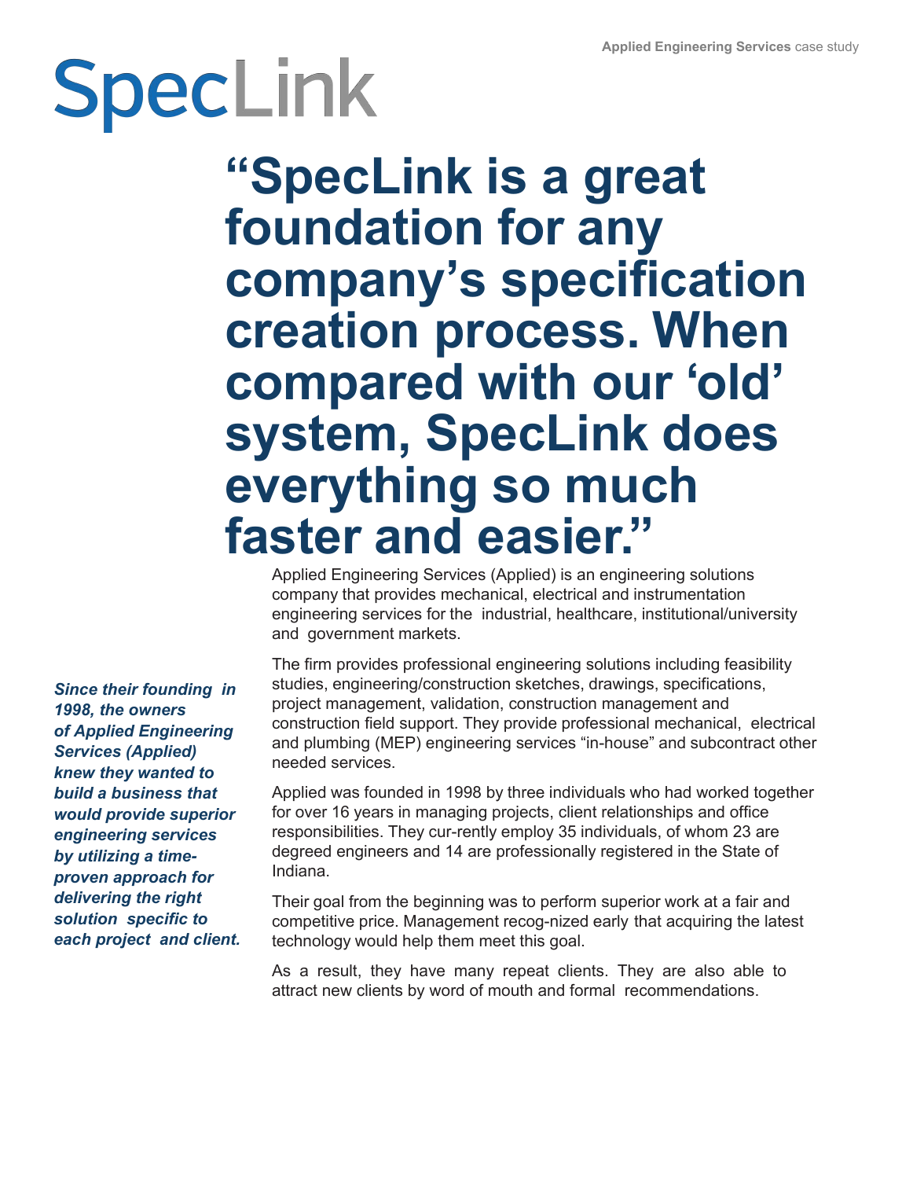SpecLink

# "SpecLink is a great foundation for any company's specification creation process. When compared with our 'old' system, SpecLink does everything so much faster and easier."

***Since their founding in 1998, the owners of Applied Engineering Services (Applied) knew they wanted to build a business that would provide superior engineering services by utilizing a time-proven approach for delivering the right solution specific to each project and client.***

Applied Engineering Services (Applied) is an engineering solutions company that provides mechanical, electrical and instrumentation engineering services for the industrial, healthcare, institutional/university and government markets.

The firm provides professional engineering solutions including feasibility studies, engineering/construction sketches, drawings, specifications, project management, validation, construction management and construction field support. They provide professional mechanical, electrical and plumbing (MEP) engineering services "in-house" and subcontract other needed services.

Applied was founded in 1998 by three individuals who had worked together for over 16 years in managing projects, client relationships and office responsibilities. They cur-rently employ 35 individuals, of whom 23 are degreed engineers and 14 are professionally registered in the State of Indiana.

Their goal from the beginning was to perform superior work at a fair and competitive price. Management recog-nized early that acquiring the latest technology would help them meet this goal.

As a result, they have many repeat clients. They are also able to attract new clients by word of mouth and formal recommendations.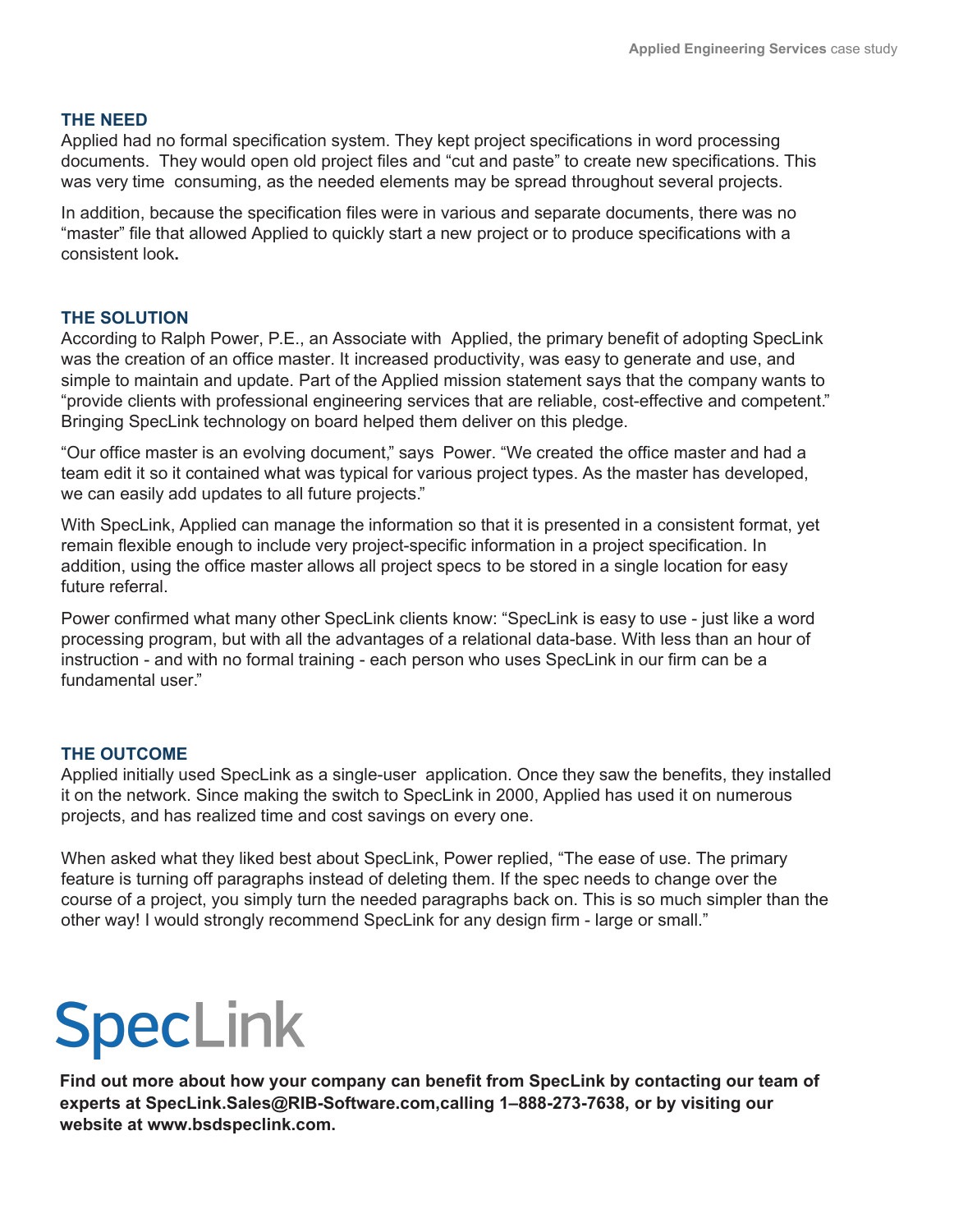## THE NEED

Applied had no formal specification system. They kept project specifications in word processing documents. They would open old project files and "cut and paste" to create new specifications. This was very time consuming, as the needed elements may be spread throughout several projects.

In addition, because the specification files were in various and separate documents, there was no "master" file that allowed Applied to quickly start a new project or to produce specifications with a consistent look.

## THE SOLUTION

According to Ralph Power, P.E., an Associate with Applied, the primary benefit of adopting SpecLink was the creation of an office master. It increased productivity, was easy to generate and use, and simple to maintain and update. Part of the Applied mission statement says that the company wants to "provide clients with professional engineering services that are reliable, cost-effective and competent." Bringing SpecLink technology on board helped them deliver on this pledge.

"Our office master is an evolving document," says Power. "We created the office master and had a team edit it so it contained what was typical for various project types. As the master has developed, we can easily add updates to all future projects."

With SpecLink, Applied can manage the information so that it is presented in a consistent format, yet remain flexible enough to include very project-specific information in a project specification. In addition, using the office master allows all project specs to be stored in a single location for easy future referral.

Power confirmed what many other SpecLink clients know: "SpecLink is easy to use - just like a word processing program, but with all the advantages of a relational data-base. With less than an hour of instruction - and with no formal training - each person who uses SpecLink in our firm can be a fundamental user."

## THE OUTCOME

Applied initially used SpecLink as a single-user application. Once they saw the benefits, they installed it on the network. Since making the switch to SpecLink in 2000, Applied has used it on numerous projects, and has realized time and cost savings on every one.

When asked what they liked best about SpecLink, Power replied, "The ease of use. The primary feature is turning off paragraphs instead of deleting them. If the spec needs to change over the course of a project, you simply turn the needed paragraphs back on. This is so much simpler than the other way! I would strongly recommend SpecLink for any design firm - large or small."

SpecLink

**Find out more about how your company can benefit from SpecLink by contacting our team of experts at SpecLink.Sales@RIB-Software.com,calling 1–888-273-7638, or by visiting our website at www.bsdspeclink.com.**